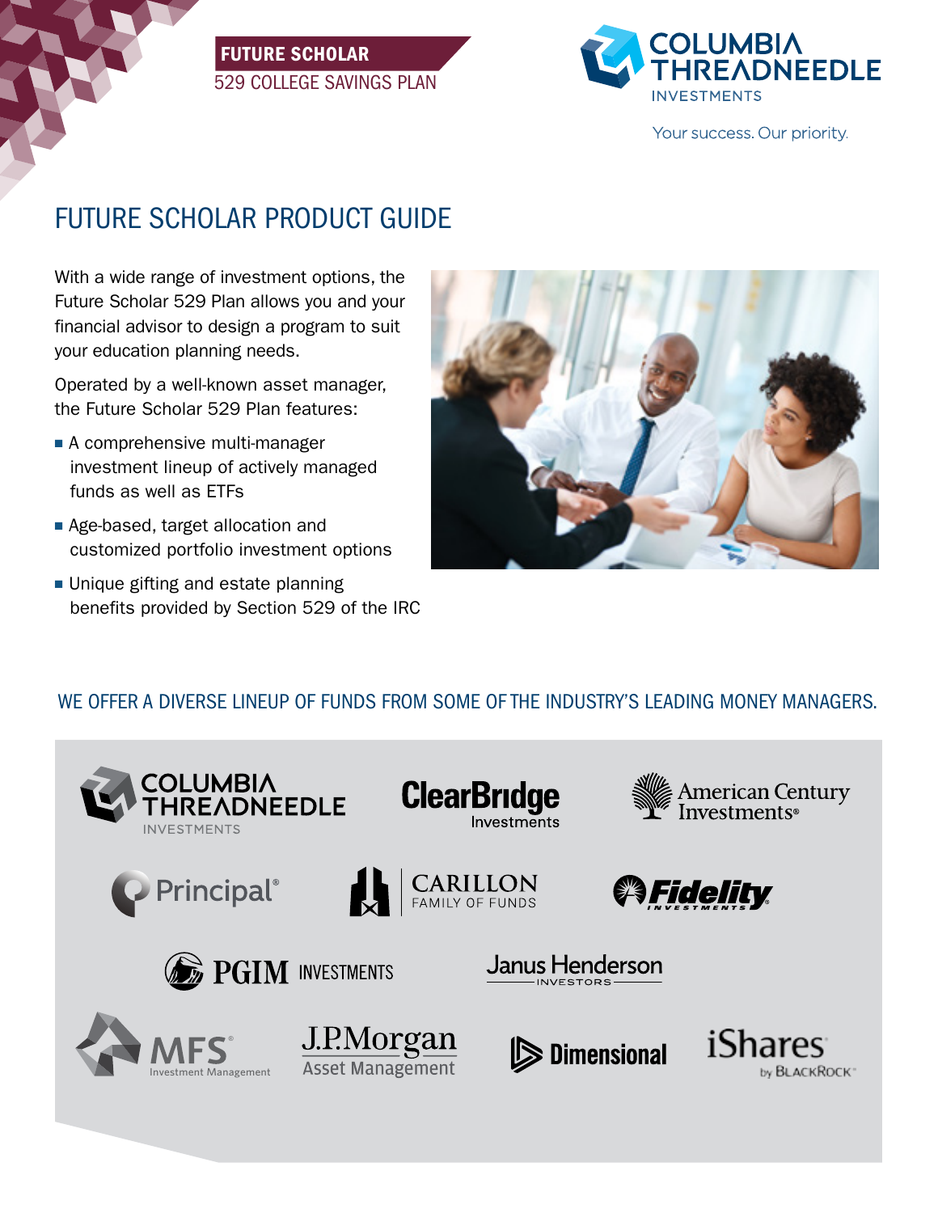**FUTURE SCHOLAR**
529 COLLEGE SAVINGS PLAN

COLUMBIA THREADNEEDLE INVESTMENTS

Your success. Our priority.

# FUTURE SCHOLAR PRODUCT GUIDE

With a wide range of investment options, the Future Scholar 529 Plan allows you and your financial advisor to design a program to suit your education planning needs.

Operated by a well-known asset manager, the Future Scholar 529 Plan features:

- A comprehensive multi-manager investment lineup of actively managed funds as well as ETFs
- Age-based, target allocation and customized portfolio investment options
- Unique gifting and estate planning benefits provided by Section 529 of the IRC

## WE OFFER A DIVERSE LINEUP OF FUNDS FROM SOME OF THE INDUSTRY'S LEADING MONEY MANAGERS.

Columbia Threadneedle Investments
ClearBridge Investments
American Century Investments
Principal
Carillon Family of Funds
Fidelity Investments
PGIM Investments
Janus Henderson Investors
MFS Investment Management
J.P.Morgan Asset Management
Dimensional
iShares by BlackRock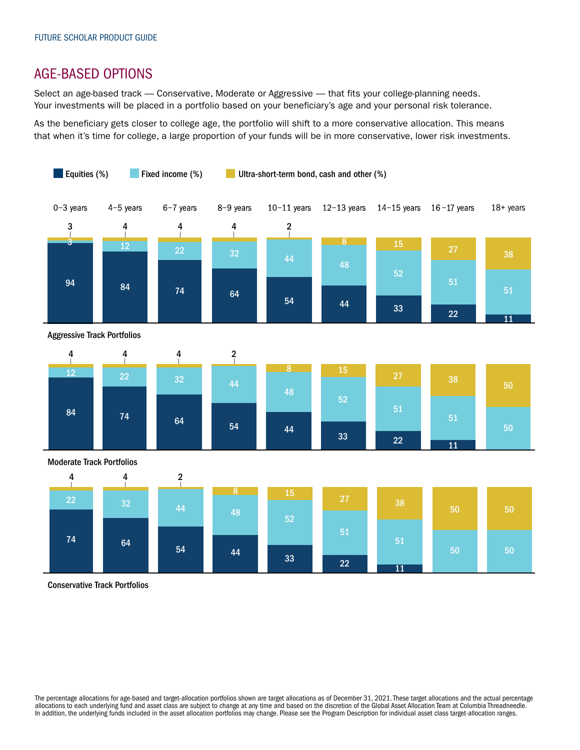## AGE-BASED OPTIONS

Select an age-based track — Conservative, Moderate or Aggressive — that fits your college-planning needs. Your investments will be placed in a portfolio based on your beneficiary's age and your personal risk tolerance.

As the beneficiary gets closer to college age, the portfolio will shift to a more conservative allocation. This means that when it's time for college, a large proportion of your funds will be in more conservative, lower risk investments.

**Aggressive Track Portfolios**

| | 0–3 years | 4–5 years | 6–7 years | 8–9 years | 10–11 years | 12–13 years | 14–15 years | 16–17 years | 18+ years |
|---|---|---|---|---|---|---|---|---|---|
| Equities (%) | 94 | 84 | 74 | 64 | 54 | 44 | 33 | 22 | 11 |
| Fixed income (%) | 3 | 12 | 22 | 32 | 44 | 48 | 52 | 51 | 51 |
| Ultra-short-term bond, cash and other (%) | 3 | 4 | 4 | 4 | 2 | 8 | 15 | 27 | 38 |

**Moderate Track Portfolios**

| | 0–3 years | 4–5 years | 6–7 years | 8–9 years | 10–11 years | 12–13 years | 14–15 years | 16–17 years | 18+ years |
|---|---|---|---|---|---|---|---|---|---|
| Equities (%) | 84 | 74 | 64 | 54 | 44 | 33 | 22 | 11 | |
| Fixed income (%) | 12 | 22 | 32 | 44 | 48 | 52 | 51 | 51 | 50 |
| Ultra-short-term bond, cash and other (%) | 4 | 4 | 4 | 2 | 8 | 15 | 27 | 38 | 50 |

**Conservative Track Portfolios**

| | 0–3 years | 4–5 years | 6–7 years | 8–9 years | 10–11 years | 12–13 years | 14–15 years | 16–17 years | 18+ years |
|---|---|---|---|---|---|---|---|---|---|
| Equities (%) | 74 | 64 | 54 | 44 | 33 | 22 | 11 | | |
| Fixed income (%) | 22 | 32 | 44 | 48 | 52 | 51 | 51 | 50 | 50 |
| Ultra-short-term bond, cash and other (%) | 4 | 4 | 2 | 8 | 15 | 27 | 38 | 50 | 50 |

The percentage allocations for age-based and target-allocation portfolios shown are target allocations as of December 31, 2021. These target allocations and the actual percentage allocations to each underlying fund and asset class are subject to change at any time and based on the discretion of the Global Asset Allocation Team at Columbia Threadneedle. In addition, the underlying funds included in the asset allocation portfolios may change. Please see the Program Description for individual asset class target-allocation ranges.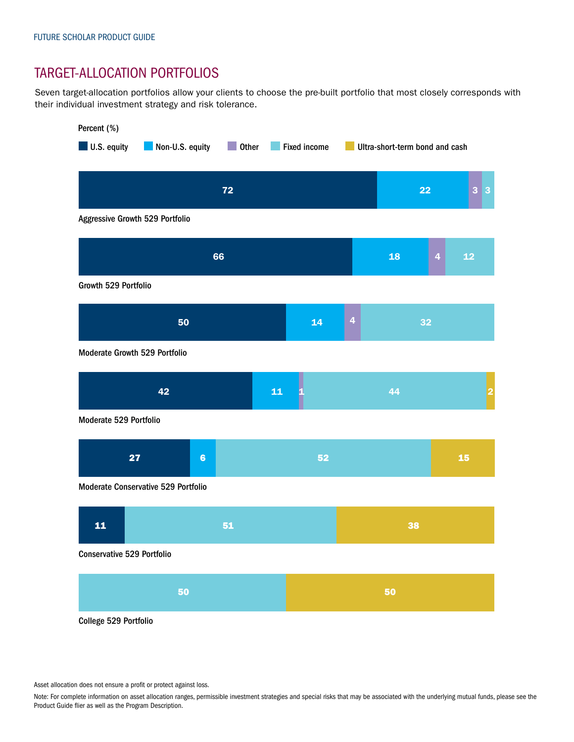## TARGET-ALLOCATION PORTFOLIOS

Seven target-allocation portfolios allow your clients to choose the pre-built portfolio that most closely corresponds with their individual investment strategy and risk tolerance.

Percent (%)

| Portfolio | U.S. equity | Non-U.S. equity | Other | Fixed income | Ultra-short-term bond and cash |
|---|---|---|---|---|---|
| Aggressive Growth 529 Portfolio | 72 | 22 | 3 | 3 | |
| Growth 529 Portfolio | 66 | 18 | 4 | 12 | |
| Moderate Growth 529 Portfolio | 50 | 14 | 4 | 32 | |
| Moderate 529 Portfolio | 42 | 11 | 1 | 44 | 2 |
| Moderate Conservative 529 Portfolio | 27 | 6 | | 52 | 15 |
| Conservative 529 Portfolio | 11 | | | 51 | 38 |
| College 529 Portfolio | | | | 50 | 50 |

Asset allocation does not ensure a profit or protect against loss.

Note: For complete information on asset allocation ranges, permissible investment strategies and special risks that may be associated with the underlying mutual funds, please see the Product Guide flier as well as the Program Description.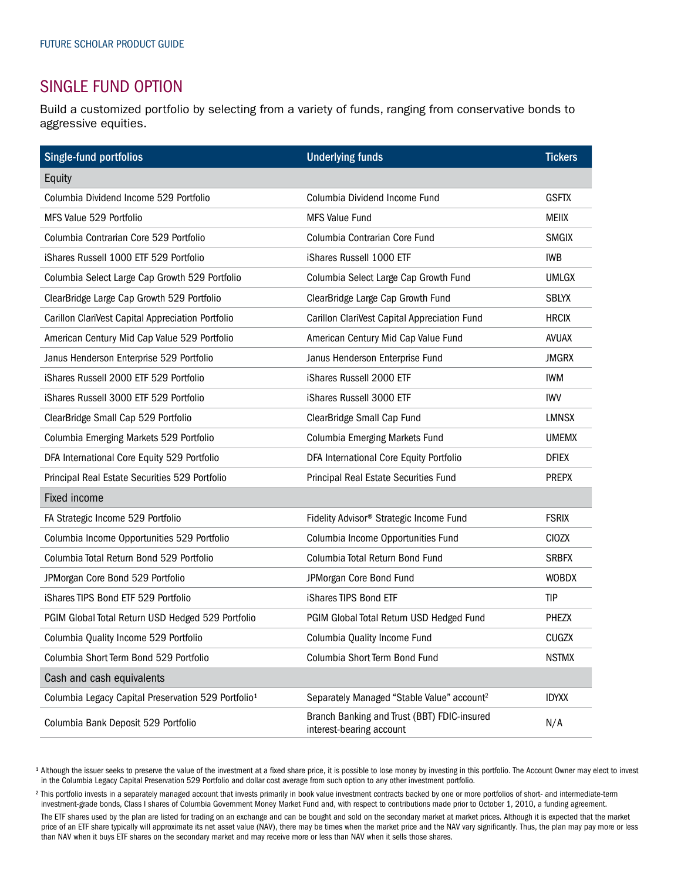## SINGLE FUND OPTION

Build a customized portfolio by selecting from a variety of funds, ranging from conservative bonds to aggressive equities.

| Single-fund portfolios | Underlying funds | Tickers |
|---|---|---|
| **Equity** | | |
| Columbia Dividend Income 529 Portfolio | Columbia Dividend Income Fund | GSFTX |
| MFS Value 529 Portfolio | MFS Value Fund | MEIIX |
| Columbia Contrarian Core 529 Portfolio | Columbia Contrarian Core Fund | SMGIX |
| iShares Russell 1000 ETF 529 Portfolio | iShares Russell 1000 ETF | IWB |
| Columbia Select Large Cap Growth 529 Portfolio | Columbia Select Large Cap Growth Fund | UMLGX |
| ClearBridge Large Cap Growth 529 Portfolio | ClearBridge Large Cap Growth Fund | SBLYX |
| Carillon ClariVest Capital Appreciation Portfolio | Carillon ClariVest Capital Appreciation Fund | HRCIX |
| American Century Mid Cap Value 529 Portfolio | American Century Mid Cap Value Fund | AVUAX |
| Janus Henderson Enterprise 529 Portfolio | Janus Henderson Enterprise Fund | JMGRX |
| iShares Russell 2000 ETF 529 Portfolio | iShares Russell 2000 ETF | IWM |
| iShares Russell 3000 ETF 529 Portfolio | iShares Russell 3000 ETF | IWV |
| ClearBridge Small Cap 529 Portfolio | ClearBridge Small Cap Fund | LMNSX |
| Columbia Emerging Markets 529 Portfolio | Columbia Emerging Markets Fund | UMEMX |
| DFA International Core Equity 529 Portfolio | DFA International Core Equity Portfolio | DFIEX |
| Principal Real Estate Securities 529 Portfolio | Principal Real Estate Securities Fund | PREPX |
| **Fixed income** | | |
| FA Strategic Income 529 Portfolio | Fidelity Advisor® Strategic Income Fund | FSRIX |
| Columbia Income Opportunities 529 Portfolio | Columbia Income Opportunities Fund | CIOZX |
| Columbia Total Return Bond 529 Portfolio | Columbia Total Return Bond Fund | SRBFX |
| JPMorgan Core Bond 529 Portfolio | JPMorgan Core Bond Fund | WOBDX |
| iShares TIPS Bond ETF 529 Portfolio | iShares TIPS Bond ETF | TIP |
| PGIM Global Total Return USD Hedged 529 Portfolio | PGIM Global Total Return USD Hedged Fund | PHEZX |
| Columbia Quality Income 529 Portfolio | Columbia Quality Income Fund | CUGZX |
| Columbia Short Term Bond 529 Portfolio | Columbia Short Term Bond Fund | NSTMX |
| **Cash and cash equivalents** | | |
| Columbia Legacy Capital Preservation 529 Portfolio[1] | Separately Managed "Stable Value" account[2] | IDYXX |
| Columbia Bank Deposit 529 Portfolio | Branch Banking and Trust (BBT) FDIC-insured interest-bearing account | N/A |

[1] Although the issuer seeks to preserve the value of the investment at a fixed share price, it is possible to lose money by investing in this portfolio. The Account Owner may elect to invest in the Columbia Legacy Capital Preservation 529 Portfolio and dollar cost average from such option to any other investment portfolio.

[2] This portfolio invests in a separately managed account that invests primarily in book value investment contracts backed by one or more portfolios of short- and intermediate-term investment-grade bonds, Class I shares of Columbia Government Money Market Fund and, with respect to contributions made prior to October 1, 2010, a funding agreement.

The ETF shares used by the plan are listed for trading on an exchange and can be bought and sold on the secondary market at market prices. Although it is expected that the market price of an ETF share typically will approximate its net asset value (NAV), there may be times when the market price and the NAV vary significantly. Thus, the plan may pay more or less than NAV when it buys ETF shares on the secondary market and may receive more or less than NAV when it sells those shares.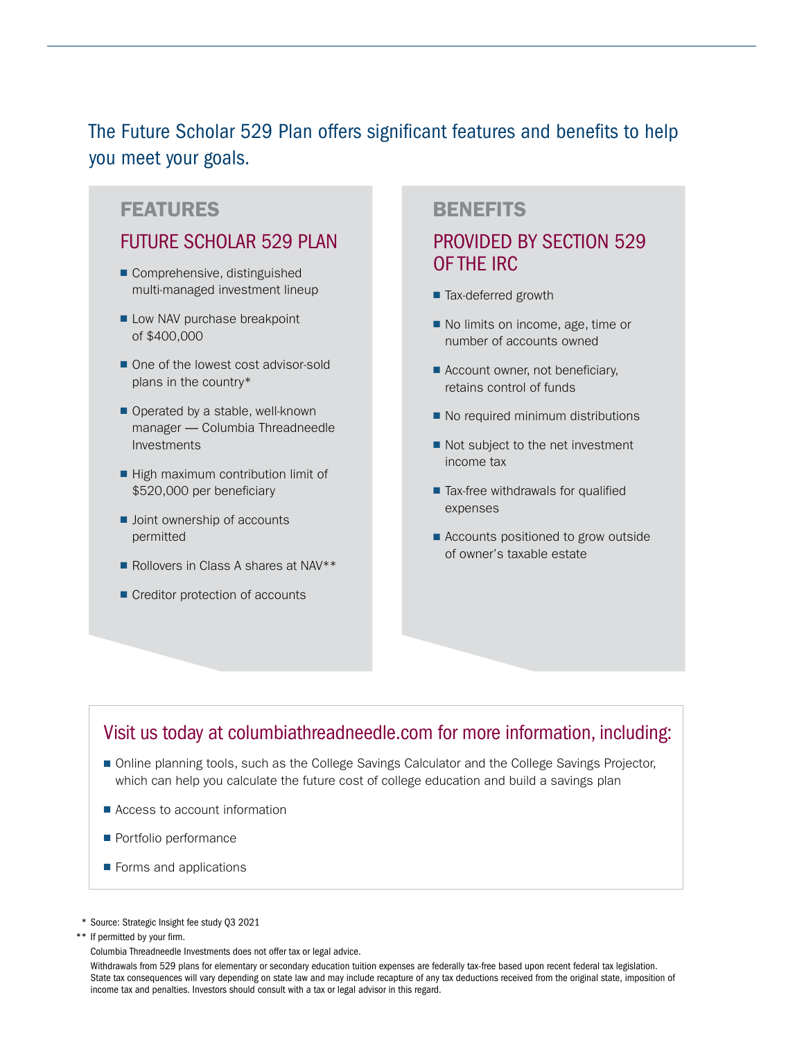The Future Scholar 529 Plan offers significant features and benefits to help you meet your goals.

## FEATURES

### FUTURE SCHOLAR 529 PLAN

- Comprehensive, distinguished multi-managed investment lineup
- Low NAV purchase breakpoint of $400,000
- One of the lowest cost advisor-sold plans in the country*
- Operated by a stable, well-known manager — Columbia Threadneedle Investments
- High maximum contribution limit of $520,000 per beneficiary
- Joint ownership of accounts permitted
- Rollovers in Class A shares at NAV**
- Creditor protection of accounts

## BENEFITS

### PROVIDED BY SECTION 529 OF THE IRC

- Tax-deferred growth
- No limits on income, age, time or number of accounts owned
- Account owner, not beneficiary, retains control of funds
- No required minimum distributions
- Not subject to the net investment income tax
- Tax-free withdrawals for qualified expenses
- Accounts positioned to grow outside of owner's taxable estate

### Visit us today at columbiathreadneedle.com for more information, including:

- Online planning tools, such as the College Savings Calculator and the College Savings Projector, which can help you calculate the future cost of college education and build a savings plan
- Access to account information
- Portfolio performance
- Forms and applications

\* Source: Strategic Insight fee study Q3 2021

** If permitted by your firm.

Columbia Threadneedle Investments does not offer tax or legal advice.

Withdrawals from 529 plans for elementary or secondary education tuition expenses are federally tax-free based upon recent federal tax legislation. State tax consequences will vary depending on state law and may include recapture of any tax deductions received from the original state, imposition of income tax and penalties. Investors should consult with a tax or legal advisor in this regard.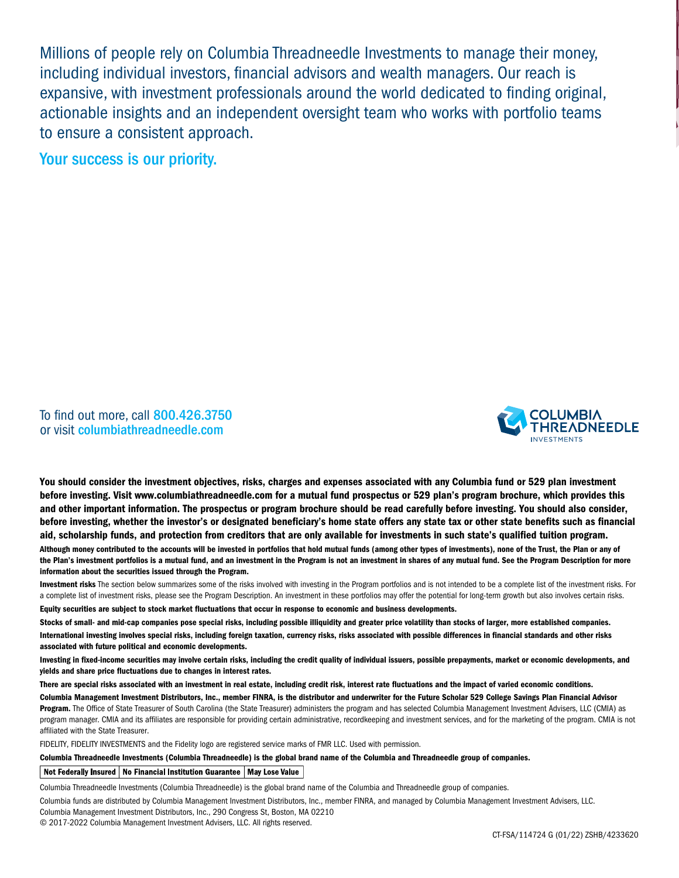Millions of people rely on Columbia Threadneedle Investments to manage their money, including individual investors, financial advisors and wealth managers. Our reach is expansive, with investment professionals around the world dedicated to finding original, actionable insights and an independent oversight team who works with portfolio teams to ensure a consistent approach.

**Your success is our priority.**

To find out more, call 800.426.3750
or visit columbiathreadneedle.com

COLUMBIA THREADNEEDLE INVESTMENTS

**You should consider the investment objectives, risks, charges and expenses associated with any Columbia fund or 529 plan investment before investing. Visit www.columbiathreadneedle.com for a mutual fund prospectus or 529 plan's program brochure, which provides this and other important information. The prospectus or program brochure should be read carefully before investing. You should also consider, before investing, whether the investor's or designated beneficiary's home state offers any state tax or other state benefits such as financial aid, scholarship funds, and protection from creditors that are only available for investments in such state's qualified tuition program.**

**Although money contributed to the accounts will be invested in portfolios that hold mutual funds (among other types of investments), none of the Trust, the Plan or any of the Plan's investment portfolios is a mutual fund, and an investment in the Program is not an investment in shares of any mutual fund. See the Program Description for more information about the securities issued through the Program.**

**Investment risks** The section below summarizes some of the risks involved with investing in the Program portfolios and is not intended to be a complete list of the investment risks. For a complete list of investment risks, please see the Program Description. An investment in these portfolios may offer the potential for long-term growth but also involves certain risks.

**Equity securities are subject to stock market fluctuations that occur in response to economic and business developments.**

**Stocks of small- and mid-cap companies pose special risks, including possible illiquidity and greater price volatility than stocks of larger, more established companies.**

**International investing involves special risks, including foreign taxation, currency risks, risks associated with possible differences in financial standards and other risks associated with future political and economic developments.**

**Investing in fixed-income securities may involve certain risks, including the credit quality of individual issuers, possible prepayments, market or economic developments, and yields and share price fluctuations due to changes in interest rates.**

**There are special risks associated with an investment in real estate, including credit risk, interest rate fluctuations and the impact of varied economic conditions.**

**Columbia Management Investment Distributors, Inc., member FINRA, is the distributor and underwriter for the Future Scholar 529 College Savings Plan Financial Advisor Program.** The Office of State Treasurer of South Carolina (the State Treasurer) administers the program and has selected Columbia Management Investment Advisers, LLC (CMIA) as program manager. CMIA and its affiliates are responsible for providing certain administrative, recordkeeping and investment services, and for the marketing of the program. CMIA is not affiliated with the State Treasurer.

FIDELITY, FIDELITY INVESTMENTS and the Fidelity logo are registered service marks of FMR LLC. Used with permission.

**Columbia Threadneedle Investments (Columbia Threadneedle) is the global brand name of the Columbia and Threadneedle group of companies.**

**Not Federally Insured | No Financial Institution Guarantee | May Lose Value**

Columbia Threadneedle Investments (Columbia Threadneedle) is the global brand name of the Columbia and Threadneedle group of companies.

Columbia funds are distributed by Columbia Management Investment Distributors, Inc., member FINRA, and managed by Columbia Management Investment Advisers, LLC.
Columbia Management Investment Distributors, Inc., 290 Congress St, Boston, MA 02210
© 2017-2022 Columbia Management Investment Advisers, LLC. All rights reserved.

CT-FSA/114724 G (01/22) ZSHB/4233620